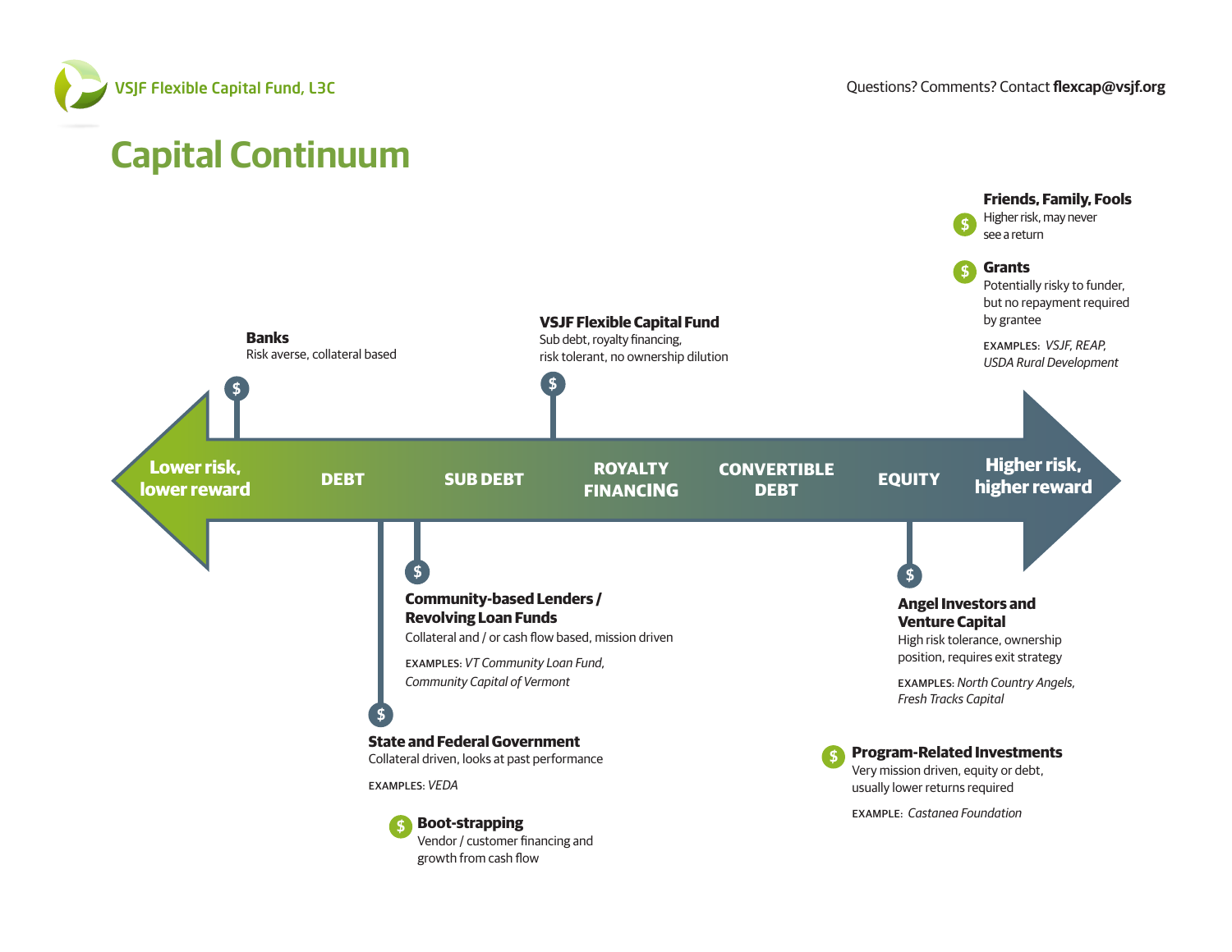VSJF Flexible Capital Fund, L3C

Questions? Comments? Contact **flexcap@vsjf.org**

# Capital Continuum

**Lower risk, lower reward** — DEBT — SUB DEBT — ROYALTY FINANCING — CONVERTIBLE DEBT — EQUITY — **Higher risk, higher reward**

**Banks**
Risk averse, collateral based

**State and Federal Government**
Collateral driven, looks at past performance

EXAMPLES: *VEDA*

**Community-based Lenders / Revolving Loan Funds**
Collateral and / or cash flow based, mission driven

EXAMPLES: *VT Community Loan Fund, Community Capital of Vermont*

**Boot-strapping**
Vendor / customer financing and growth from cash flow

**VSJF Flexible Capital Fund**
Sub debt, royalty financing, risk tolerant, no ownership dilution

**Angel Investors and Venture Capital**
High risk tolerance, ownership position, requires exit strategy

EXAMPLES: *North Country Angels, Fresh Tracks Capital*

**Program-Related Investments**
Very mission driven, equity or debt, usually lower returns required

EXAMPLE: *Castanea Foundation*

**Friends, Family, Fools**
Higher risk, may never see a return

**Grants**
Potentially risky to funder, but no repayment required by grantee

EXAMPLES: *VSJF, REAP, USDA Rural Development*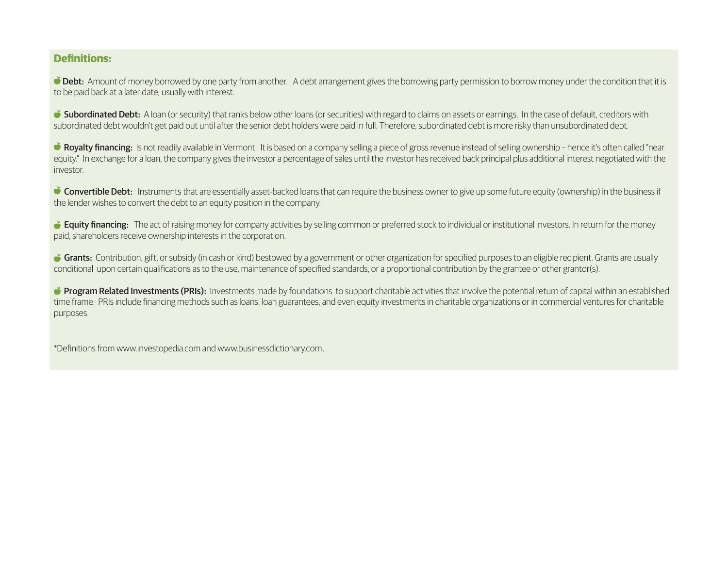## Definitions:

**Debt:** Amount of money borrowed by one party from another. A debt arrangement gives the borrowing party permission to borrow money under the condition that it is to be paid back at a later date, usually with interest.

**Subordinated Debt:** A loan (or security) that ranks below other loans (or securities) with regard to claims on assets or earnings. In the case of default, creditors with subordinated debt wouldn't get paid out until after the senior debt holders were paid in full. Therefore, subordinated debt is more risky than unsubordinated debt.

**Royalty financing:** Is not readily available in Vermont. It is based on a company selling a piece of gross revenue instead of selling ownership – hence it's often called "near equity." In exchange for a loan, the company gives the investor a percentage of sales until the investor has received back principal plus additional interest negotiated with the investor.

**Convertible Debt:** Instruments that are essentially asset-backed loans that can require the business owner to give up some future equity (ownership) in the business if the lender wishes to convert the debt to an equity position in the company.

**Equity financing:** The act of raising money for company activities by selling common or preferred stock to individual or institutional investors. In return for the money paid, shareholders receive ownership interests in the corporation.

**Grants:** Contribution, gift, or subsidy (in cash or kind) bestowed by a government or other organization for specified purposes to an eligible recipient. Grants are usually conditional upon certain qualifications as to the use, maintenance of specified standards, or a proportional contribution by the grantee or other grantor(s).

**Program Related Investments (PRIs):** Investments made by foundations to support charitable activities that involve the potential return of capital within an established time frame. PRIs include financing methods such as loans, loan guarantees, and even equity investments in charitable organizations or in commercial ventures for charitable purposes.

*Definitions from www.investopedia.com and www.businessdictionary.com.